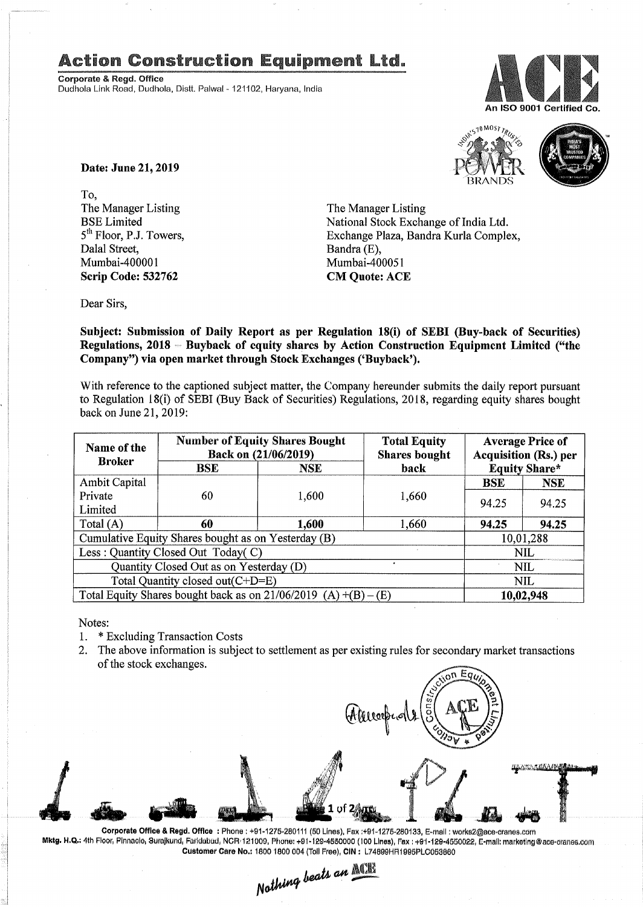# Action Construction Equipment Ltd.

**Corporate & Regd. Office**
Dudhola Link Road, Dudhola, Distt. Palwal - 121102, Haryana, India

An ISO 9001 Certified Co.

**Date: June 21, 2019**

To,
The Manager Listing
BSE Limited
5th Floor, P.J. Towers,
Dalal Street,
Mumbai-400001
**Scrip Code: 532762**

The Manager Listing
National Stock Exchange of India Ltd.
Exchange Plaza, Bandra Kurla Complex,
Bandra (E),
Mumbai-400051
**CM Quote: ACE**

Dear Sirs,

**Subject: Submission of Daily Report as per Regulation 18(i) of SEBI (Buy-back of Securities) Regulations, 2018 – Buyback of equity shares by Action Construction Equipment Limited ("the Company") via open market through Stock Exchanges ('Buyback').**

With reference to the captioned subject matter, the Company hereunder submits the daily report pursuant to Regulation 18(i) of SEBI (Buy Back of Securities) Regulations, 2018, regarding equity shares bought back on June 21, 2019:

| Name of the Broker | Number of Equity Shares Bought Back on (21/06/2019) | | Total Equity Shares bought back | Average Price of Acquisition (Rs.) per Equity Share* | |
|---|---|---|---|---|---|
| | BSE | NSE | | BSE | NSE |
| Ambit Capital Private Limited | 60 | 1,600 | 1,660 | 94.25 | 94.25 |
| Total (A) | **60** | **1,600** | 1,660 | **94.25** | **94.25** |
| Cumulative Equity Shares bought as on Yesterday (B) | | | | 10,01,288 | |
| Less : Quantity Closed Out Today( C) | | | | NIL | |
| Quantity Closed Out as on Yesterday (D) | | | | NIL | |
| Total Quantity closed out(C+D=E) | | | | NIL | |
| Total Equity Shares bought back as on 21/06/2019 (A) +(B) – (E) | | | | **10,02,948** | |

Notes:

1. * Excluding Transaction Costs
2. The above information is subject to settlement as per existing rules for secondary market transactions of the stock exchanges.

**Corporate Office & Regd. Office** : Phone : +91-1275-280111 (50 Lines), Fax :+91-1275-280133, E-mail : works2@ace-cranes.com
**Mktg. H.Q.**: 4th Floor, Pinnacle, Surajkund, Faridabad, NCR 121009, Phone: +91-129-4550000 (100 Lines), Fax : +91-129-4550022, E-mail: marketing@ace-cranes.com
**Customer Care No.**: 1800 1800 004 (Toll Free), **CIN** : L74899HR1995PLC053860

*Nothing beats an ACE*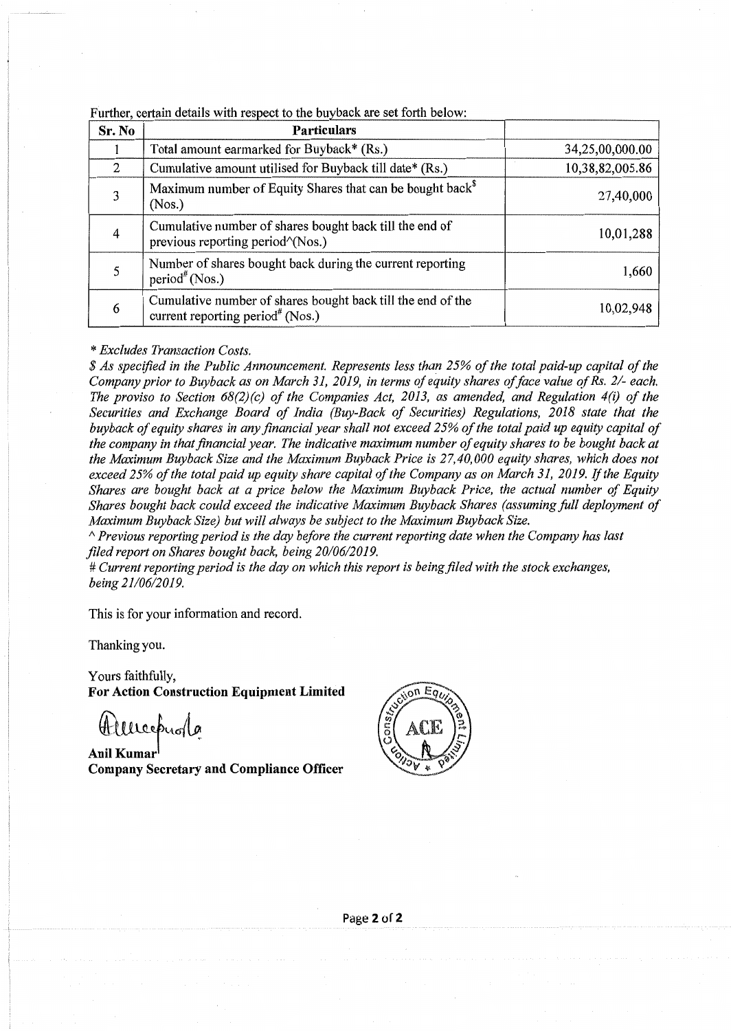Further, certain details with respect to the buyback are set forth below:

| Sr. No | Particulars | |
|---|---|---|
| 1 | Total amount earmarked for Buyback* (Rs.) | 34,25,00,000.00 |
| 2 | Cumulative amount utilised for Buyback till date* (Rs.) | 10,38,82,005.86 |
| 3 | Maximum number of Equity Shares that can be bought back[$] (Nos.) | 27,40,000 |
| 4 | Cumulative number of shares bought back till the end of previous reporting period^(Nos.) | 10,01,288 |
| 5 | Number of shares bought back during the current reporting period[#] (Nos.) | 1,660 |
| 6 | Cumulative number of shares bought back till the end of the current reporting period[#] (Nos.) | 10,02,948 |

*\* Excludes Transaction Costs.*

*$ As specified in the Public Announcement. Represents less than 25% of the total paid-up capital of the Company prior to Buyback as on March 31, 2019, in terms of equity shares of face value of Rs. 2/- each. The proviso to Section 68(2)(c) of the Companies Act, 2013, as amended, and Regulation 4(i) of the Securities and Exchange Board of India (Buy-Back of Securities) Regulations, 2018 state that the buyback of equity shares in any financial year shall not exceed 25% of the total paid up equity capital of the company in that financial year. The indicative maximum number of equity shares to be bought back at the Maximum Buyback Size and the Maximum Buyback Price is 27,40,000 equity shares, which does not exceed 25% of the total paid up equity share capital of the Company as on March 31, 2019. If the Equity Shares are bought back at a price below the Maximum Buyback Price, the actual number of Equity Shares bought back could exceed the indicative Maximum Buyback Shares (assuming full deployment of Maximum Buyback Size) but will always be subject to the Maximum Buyback Size.*

*^ Previous reporting period is the day before the current reporting date when the Company has last filed report on Shares bought back, being 20/06/2019.*

*# Current reporting period is the day on which this report is being filed with the stock exchanges, being 21/06/2019.*

This is for your information and record.

Thanking you.

Yours faithfully,
**For Action Construction Equipment Limited**

**Anil Kumar**
**Company Secretary and Compliance Officer**